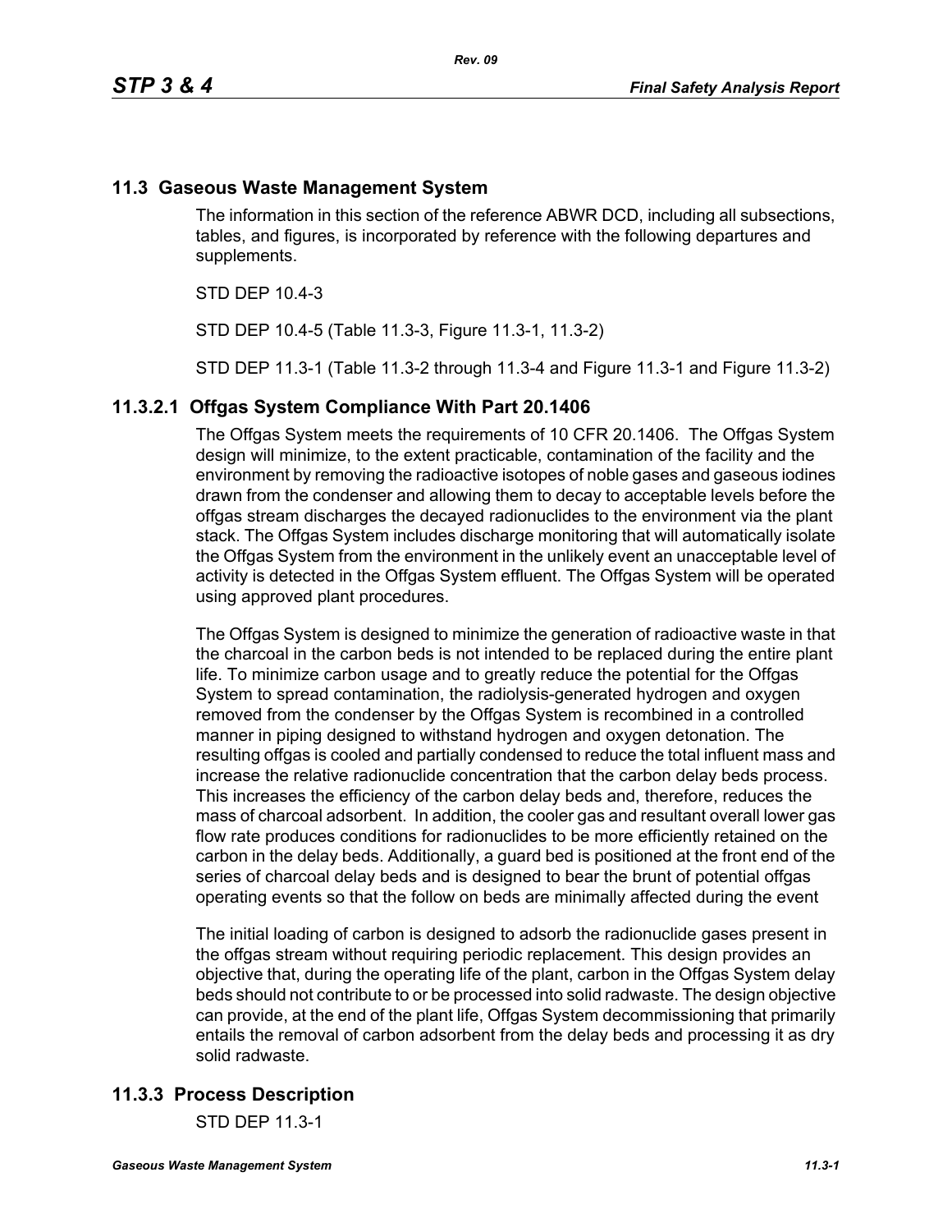## 11.3 Gaseous Waste Management System

The information in this section of the reference ABWR DCD, including all subsections, tables, and figures, is incorporated by reference with the following departures and supplements.

STD DEP 10.4-3

STD DEP 10.4-5 (Table 11.3-3, Figure 11.3-1, 11.3-2)

STD DEP 11.3-1 (Table 11.3-2 through 11.3-4 and Figure 11.3-1 and Figure 11.3-2)

### 11.3.2.1 Offgas System Compliance With Part 20.1406

The Offgas System meets the requirements of 10 CFR 20.1406. The Offgas System design will minimize, to the extent practicable, contamination of the facility and the environment by removing the radioactive isotopes of noble gases and gaseous iodines drawn from the condenser and allowing them to decay to acceptable levels before the offgas stream discharges the decayed radionuclides to the environment via the plant stack. The Offgas System includes discharge monitoring that will automatically isolate the Offgas System from the environment in the unlikely event an unacceptable level of activity is detected in the Offgas System effluent. The Offgas System will be operated using approved plant procedures.

The Offgas System is designed to minimize the generation of radioactive waste in that the charcoal in the carbon beds is not intended to be replaced during the entire plant life. To minimize carbon usage and to greatly reduce the potential for the Offgas System to spread contamination, the radiolysis-generated hydrogen and oxygen removed from the condenser by the Offgas System is recombined in a controlled manner in piping designed to withstand hydrogen and oxygen detonation. The resulting offgas is cooled and partially condensed to reduce the total influent mass and increase the relative radionuclide concentration that the carbon delay beds process. This increases the efficiency of the carbon delay beds and, therefore, reduces the mass of charcoal adsorbent. In addition, the cooler gas and resultant overall lower gas flow rate produces conditions for radionuclides to be more efficiently retained on the carbon in the delay beds. Additionally, a guard bed is positioned at the front end of the series of charcoal delay beds and is designed to bear the brunt of potential offgas operating events so that the follow on beds are minimally affected during the event

The initial loading of carbon is designed to adsorb the radionuclide gases present in the offgas stream without requiring periodic replacement. This design provides an objective that, during the operating life of the plant, carbon in the Offgas System delay beds should not contribute to or be processed into solid radwaste. The design objective can provide, at the end of the plant life, Offgas System decommissioning that primarily entails the removal of carbon adsorbent from the delay beds and processing it as dry solid radwaste.

## 11.3.3 Process Description

STD DEP 11.3-1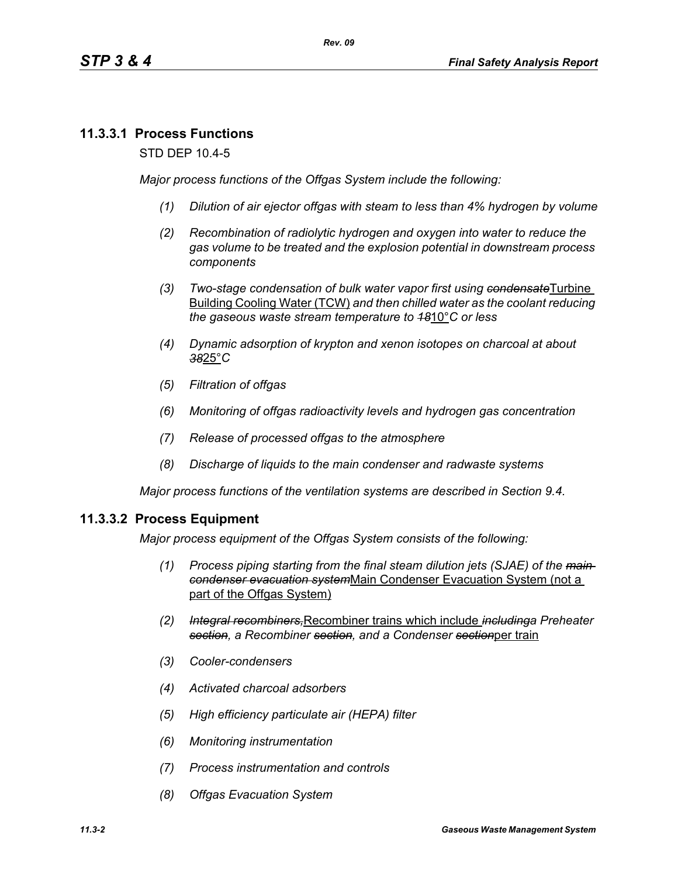### 11.3.3.1 Process Functions

STD DEP 10.4-5

*Major process functions of the Offgas System include the following:*

1. *Dilution of air ejector offgas with steam to less than 4% hydrogen by volume*
2. *Recombination of radiolytic hydrogen and oxygen into water to reduce the gas volume to be treated and the explosion potential in downstream process components*
3. *Two-stage condensation of bulk water vapor first using ~~condensate~~*Turbine Building Cooling Water (TCW) *and then chilled water as the coolant reducing the gaseous waste stream temperature to ~~18~~*10°*C or less*
4. *Dynamic adsorption of krypton and xenon isotopes on charcoal at about ~~38~~*25°*C*
5. *Filtration of offgas*
6. *Monitoring of offgas radioactivity levels and hydrogen gas concentration*
7. *Release of processed offgas to the atmosphere*
8. *Discharge of liquids to the main condenser and radwaste systems*

*Major process functions of the ventilation systems are described in Section 9.4.*

### 11.3.3.2 Process Equipment

*Major process equipment of the Offgas System consists of the following:*

1. *Process piping starting from the final steam dilution jets (SJAE) of the ~~main condenser evacuation system~~*Main Condenser Evacuation System (not a part of the Offgas System)
2. *~~Integral recombiners,~~*Recombiner trains which include *~~including~~a Preheater ~~section~~, a Recombiner ~~section~~, and a Condenser ~~section~~*per train
3. *Cooler-condensers*
4. *Activated charcoal adsorbers*
5. *High efficiency particulate air (HEPA) filter*
6. *Monitoring instrumentation*
7. *Process instrumentation and controls*
8. *Offgas Evacuation System*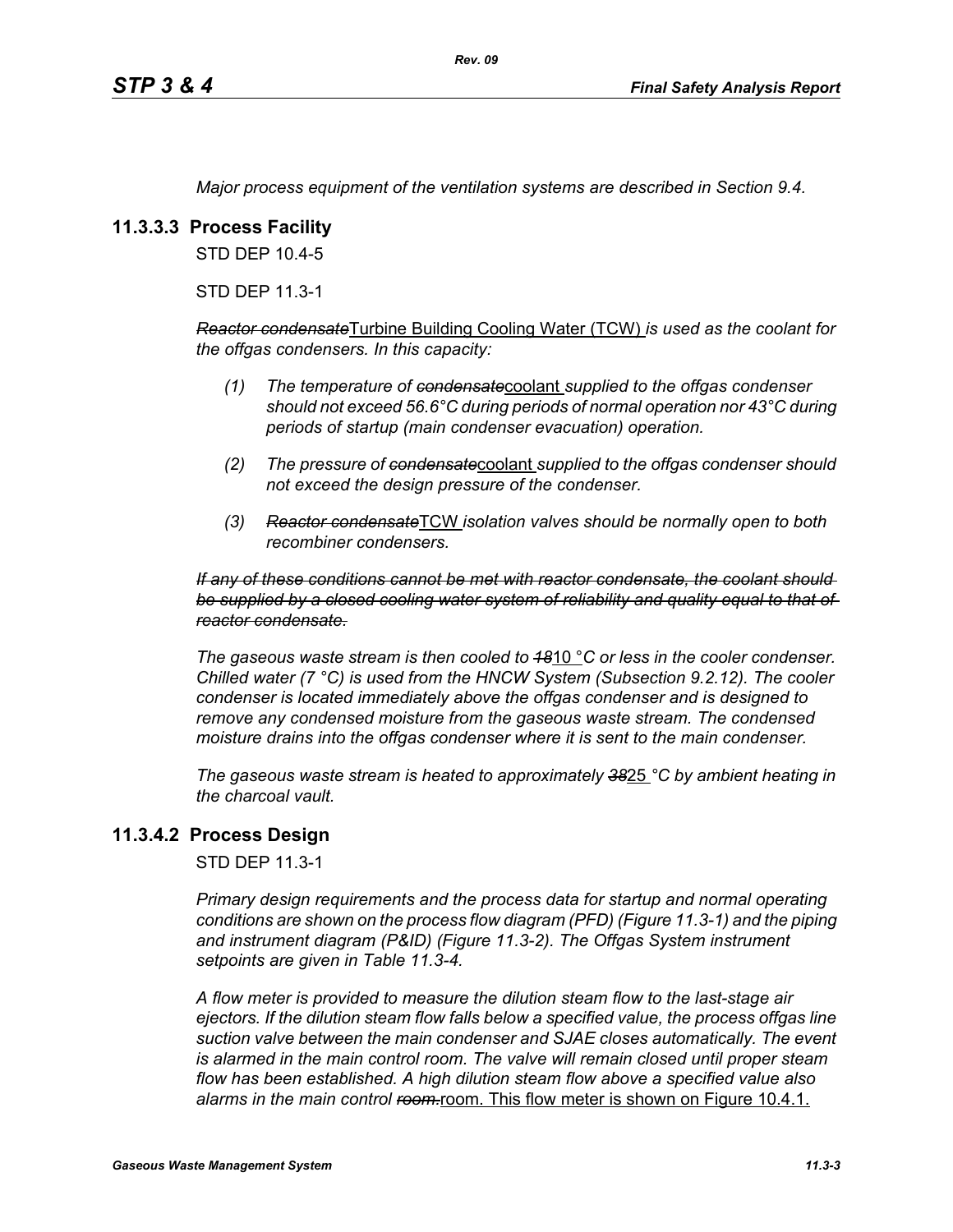*Major process equipment of the ventilation systems are described in Section 9.4.*

### 11.3.3.3 Process Facility

STD DEP 10.4-5

STD DEP 11.3-1

~~*Reactor condensate*~~<u>Turbine Building Cooling Water (TCW)</u> *is used as the coolant for the offgas condensers. In this capacity:*

*(1) The temperature of* ~~*condensate*~~<u>coolant</u> *supplied to the offgas condenser should not exceed 56.6°C during periods of normal operation nor 43°C during periods of startup (main condenser evacuation) operation.*

*(2) The pressure of* ~~*condensate*~~<u>coolant</u> *supplied to the offgas condenser should not exceed the design pressure of the condenser.*

*(3)* ~~*Reactor condensate*~~<u>TCW</u> *isolation valves should be normally open to both recombiner condensers.*

~~*If any of these conditions cannot be met with reactor condensate, the coolant should be supplied by a closed cooling water system of reliability and quality equal to that of reactor condensate.*~~

*The gaseous waste stream is then cooled to* ~~*18*~~<u>10</u> *°C or less in the cooler condenser. Chilled water (7 °C) is used from the HNCW System (Subsection 9.2.12). The cooler condenser is located immediately above the offgas condenser and is designed to remove any condensed moisture from the gaseous waste stream. The condensed moisture drains into the offgas condenser where it is sent to the main condenser.*

*The gaseous waste stream is heated to approximately* ~~*38*~~<u>25</u> *°C by ambient heating in the charcoal vault.*

### 11.3.4.2 Process Design

STD DEP 11.3-1

*Primary design requirements and the process data for startup and normal operating conditions are shown on the process flow diagram (PFD) (Figure 11.3-1) and the piping and instrument diagram (P&ID) (Figure 11.3-2). The Offgas System instrument setpoints are given in Table 11.3-4.*

*A flow meter is provided to measure the dilution steam flow to the last-stage air ejectors. If the dilution steam flow falls below a specified value, the process offgas line suction valve between the main condenser and SJAE closes automatically. The event is alarmed in the main control room. The valve will remain closed until proper steam flow has been established. A high dilution steam flow above a specified value also alarms in the main control* ~~*room.*~~<u>room. This flow meter is shown on Figure 10.4.1.</u>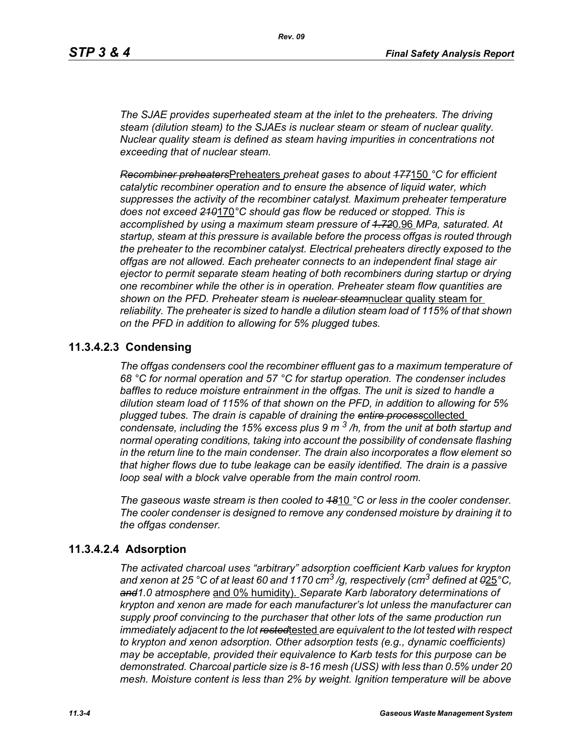*The SJAE provides superheated steam at the inlet to the preheaters. The driving steam (dilution steam) to the SJAEs is nuclear steam or steam of nuclear quality. Nuclear quality steam is defined as steam having impurities in concentrations not exceeding that of nuclear steam.*

~~*Recombiner preheaters*~~Preheaters *preheat gases to about* ~~*177*~~150 *°C for efficient catalytic recombiner operation and to ensure the absence of liquid water, which suppresses the activity of the recombiner catalyst. Maximum preheater temperature does not exceed* ~~*210*~~170*°C should gas flow be reduced or stopped. This is accomplished by using a maximum steam pressure of* ~~*1.72*~~0.96 *MPa, saturated. At startup, steam at this pressure is available before the process offgas is routed through the preheater to the recombiner catalyst. Electrical preheaters directly exposed to the offgas are not allowed. Each preheater connects to an independent final stage air ejector to permit separate steam heating of both recombiners during startup or drying one recombiner while the other is in operation. Preheater steam flow quantities are shown on the PFD. Preheater steam is* ~~*nuclear steam*~~nuclear quality steam for *reliability. The preheater is sized to handle a dilution steam load of 115% of that shown on the PFD in addition to allowing for 5% plugged tubes.*

### 11.3.4.2.3 Condensing

*The offgas condensers cool the recombiner effluent gas to a maximum temperature of 68 °C for normal operation and 57 °C for startup operation. The condenser includes baffles to reduce moisture entrainment in the offgas. The unit is sized to handle a dilution steam load of 115% of that shown on the PFD, in addition to allowing for 5% plugged tubes. The drain is capable of draining the* ~~*entire process*~~collected *condensate, including the 15% excess plus 9 $m^3$/h, from the unit at both startup and normal operating conditions, taking into account the possibility of condensate flashing in the return line to the main condenser. The drain also incorporates a flow element so that higher flows due to tube leakage can be easily identified. The drain is a passive loop seal with a block valve operable from the main control room.*

*The gaseous waste stream is then cooled to* ~~*18*~~10 *°C or less in the cooler condenser. The cooler condenser is designed to remove any condensed moisture by draining it to the offgas condenser.*

### 11.3.4.2.4 Adsorption

*The activated charcoal uses "arbitrary" adsorption coefficient Karb values for krypton and xenon at 25 °C of at least 60 and 1170 $cm^3$/g, respectively ($cm^3$ defined at* ~~*0*~~25*°C,* ~~*and*~~*1.0 atmosphere* and 0% humidity). *Separate Karb laboratory determinations of krypton and xenon are made for each manufacturer's lot unless the manufacturer can supply proof convincing to the purchaser that other lots of the same production run immediately adjacent to the lot* ~~*rested*~~tested *are equivalent to the lot tested with respect to krypton and xenon adsorption. Other adsorption tests (e.g., dynamic coefficients) may be acceptable, provided their equivalence to Karb tests for this purpose can be demonstrated. Charcoal particle size is 8-16 mesh (USS) with less than 0.5% under 20 mesh. Moisture content is less than 2% by weight. Ignition temperature will be above*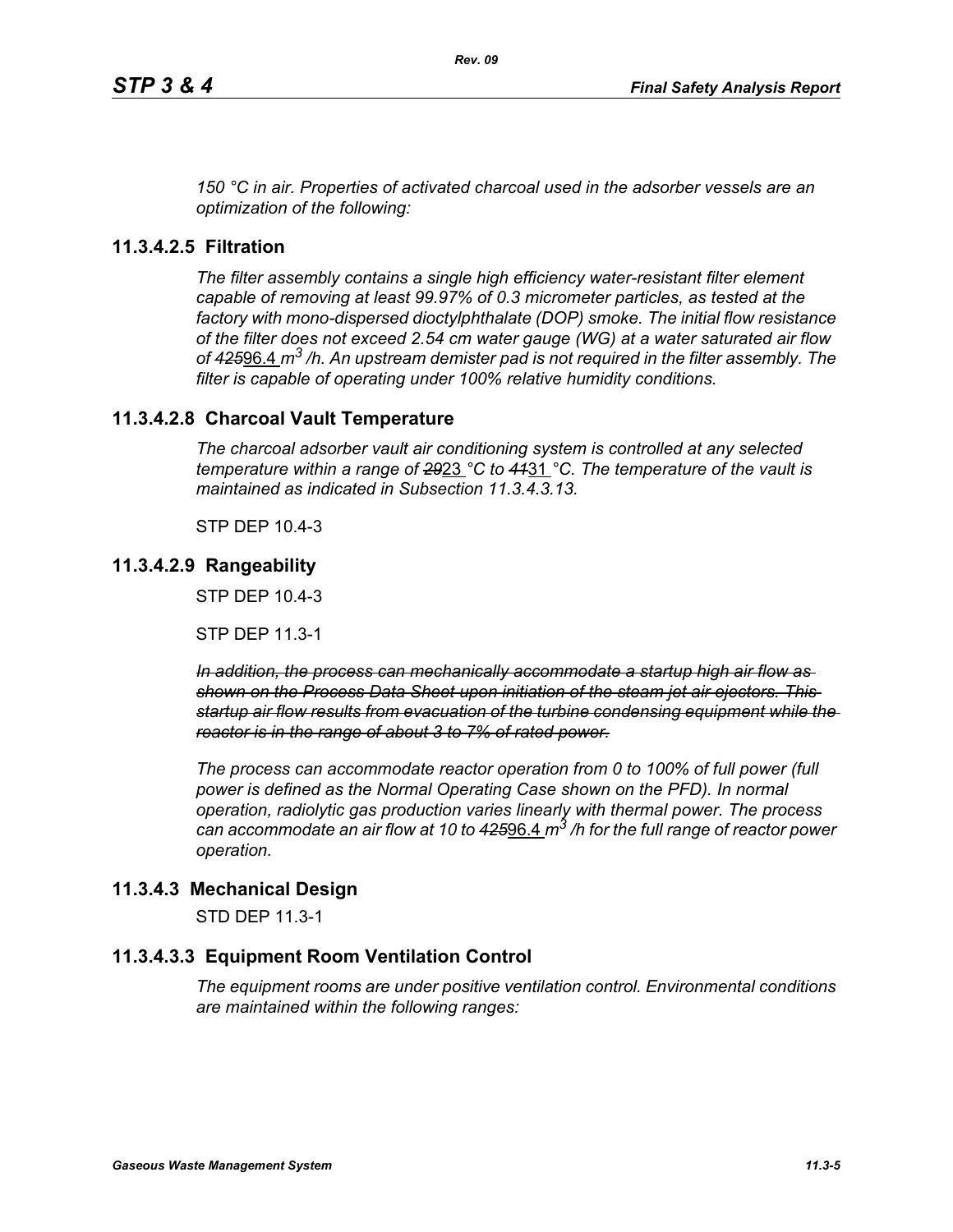*150 °C in air. Properties of activated charcoal used in the adsorber vessels are an optimization of the following:*

### 11.3.4.2.5 Filtration

*The filter assembly contains a single high efficiency water-resistant filter element capable of removing at least 99.97% of 0.3 micrometer particles, as tested at the factory with mono-dispersed dioctylphthalate (DOP) smoke. The initial flow resistance of the filter does not exceed 2.54 cm water gauge (WG) at a water saturated air flow of ~~425~~96.4 $m^3$ /h. An upstream demister pad is not required in the filter assembly. The filter is capable of operating under 100% relative humidity conditions.*

### 11.3.4.2.8 Charcoal Vault Temperature

*The charcoal adsorber vault air conditioning system is controlled at any selected temperature within a range of ~~29~~23 °C to ~~41~~31 °C. The temperature of the vault is maintained as indicated in Subsection 11.3.4.3.13.*

STP DEP 10.4-3

### 11.3.4.2.9 Rangeability

STP DEP 10.4-3

STP DEP 11.3-1

~~*In addition, the process can mechanically accommodate a startup high air flow as shown on the Process Data Sheet upon initiation of the steam jet air ejectors. This startup air flow results from evacuation of the turbine condensing equipment while the reactor is in the range of about 3 to 7% of rated power.*~~

*The process can accommodate reactor operation from 0 to 100% of full power (full power is defined as the Normal Operating Case shown on the PFD). In normal operation, radiolytic gas production varies linearly with thermal power. The process can accommodate an air flow at 10 to ~~425~~96.4 $m^3$ /h for the full range of reactor power operation.*

## 11.3.4.3 Mechanical Design

STD DEP 11.3-1

### 11.3.4.3.3 Equipment Room Ventilation Control

*The equipment rooms are under positive ventilation control. Environmental conditions are maintained within the following ranges:*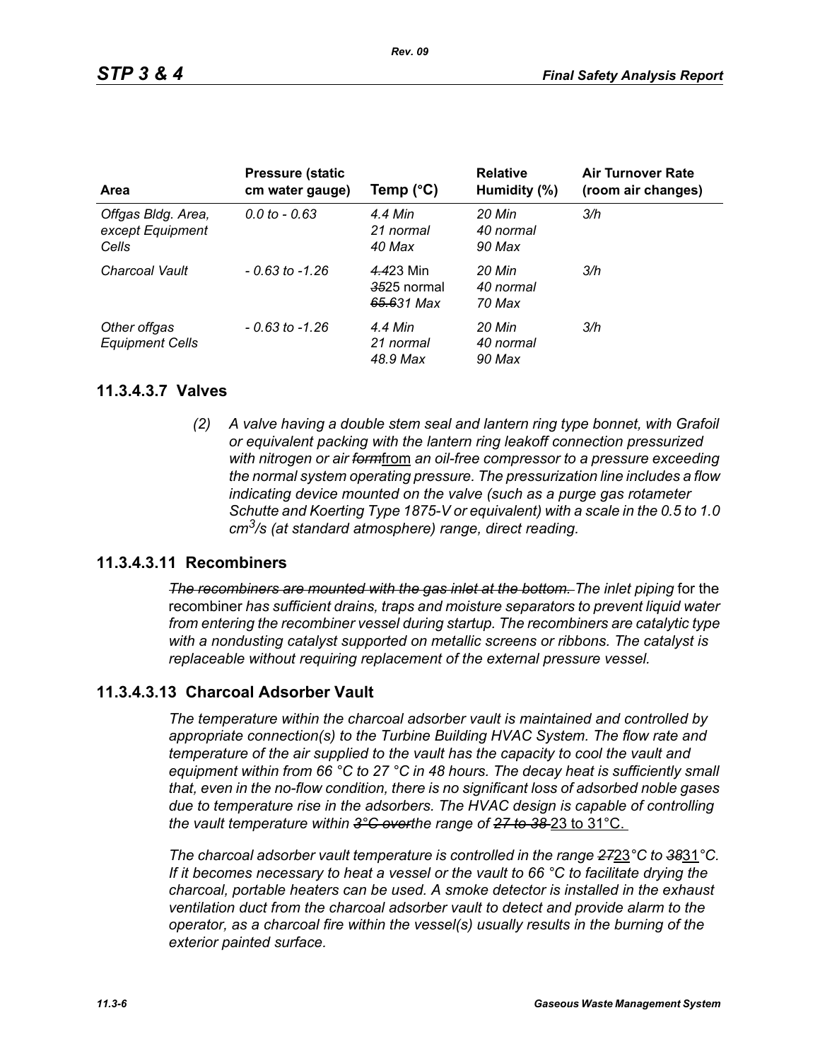| Area | Pressure (static cm water gauge) | Temp (°C) | Relative Humidity (%) | Air Turnover Rate (room air changes) |
|---|---|---|---|---|
| *Offgas Bldg. Area, except Equipment Cells* | *0.0 to - 0.63* | *4.4 Min 21 normal 40 Max* | *20 Min 40 normal 90 Max* | *3/h* |
| *Charcoal Vault* | *- 0.63 to -1.26* | ~~*4.4*~~23 Min ~~*35*~~25 normal ~~*65.6*~~31 *Max* | *20 Min 40 normal 70 Max* | *3/h* |
| *Other offgas Equipment Cells* | *- 0.63 to -1.26* | *4.4 Min 21 normal 48.9 Max* | *20 Min 40 normal 90 Max* | *3/h* |

## 11.3.4.3.7 Valves

*(2) A valve having a double stem seal and lantern ring type bonnet, with Grafoil or equivalent packing with the lantern ring leakoff connection pressurized with nitrogen or air* ~~*form*~~from *an oil-free compressor to a pressure exceeding the normal system operating pressure. The pressurization line includes a flow indicating device mounted on the valve (such as a purge gas rotameter Schutte and Koerting Type 1875-V or equivalent) with a scale in the 0.5 to 1.0* $cm^3/s$ *(at standard atmosphere) range, direct reading.*

## 11.3.4.3.11 Recombiners

~~*The recombiners are mounted with the gas inlet at the bottom.*~~ *The inlet piping* for the recombiner *has sufficient drains, traps and moisture separators to prevent liquid water from entering the recombiner vessel during startup. The recombiners are catalytic type with a nondusting catalyst supported on metallic screens or ribbons. The catalyst is replaceable without requiring replacement of the external pressure vessel.*

## 11.3.4.3.13 Charcoal Adsorber Vault

*The temperature within the charcoal adsorber vault is maintained and controlled by appropriate connection(s) to the Turbine Building HVAC System. The flow rate and temperature of the air supplied to the vault has the capacity to cool the vault and equipment within from 66 °C to 27 °C in 48 hours. The decay heat is sufficiently small that, even in the no-flow condition, there is no significant loss of adsorbed noble gases due to temperature rise in the adsorbers. The HVAC design is capable of controlling the vault temperature within* ~~*3°C over*~~*the range of* ~~*27 to 38*~~ 23 to 31°C.

*The charcoal adsorber vault temperature is controlled in the range* ~~*27*~~23*°C to* ~~*38*~~31*°C. If it becomes necessary to heat a vessel or the vault to 66 °C to facilitate drying the charcoal, portable heaters can be used. A smoke detector is installed in the exhaust ventilation duct from the charcoal adsorber vault to detect and provide alarm to the operator, as a charcoal fire within the vessel(s) usually results in the burning of the exterior painted surface.*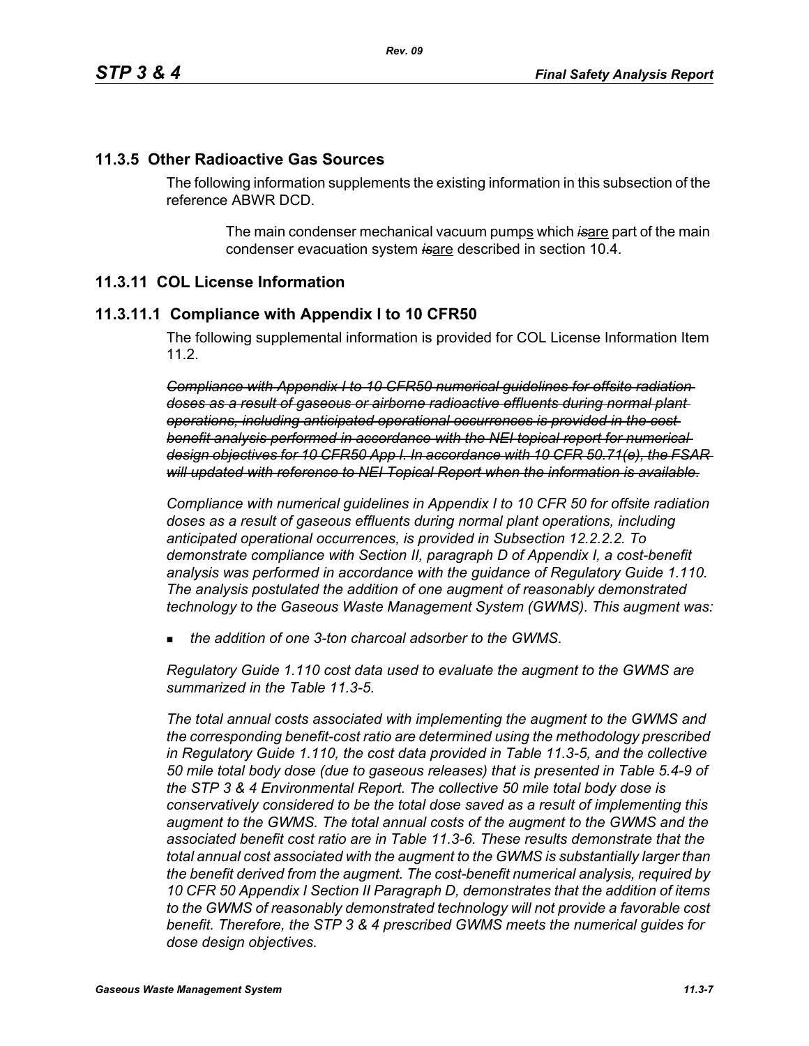## 11.3.5 Other Radioactive Gas Sources

The following information supplements the existing information in this subsection of the reference ABWR DCD.

> The main condenser mechanical vacuum pumps which ~~*is*~~are part of the main condenser evacuation system ~~*is*~~are described in section 10.4.

## 11.3.11 COL License Information

### 11.3.11.1 Compliance with Appendix I to 10 CFR50

The following supplemental information is provided for COL License Information Item 11.2.

~~*Compliance with Appendix I to 10 CFR50 numerical guidelines for offsite radiation doses as a result of gaseous or airborne radioactive effluents during normal plant operations, including anticipated operational occurrences is provided in the cost benefit analysis performed in accordance with the NEI topical report for numerical design objectives for 10 CFR50 App I. In accordance with 10 CFR 50.71(e), the FSAR will updated with reference to NEI Topical Report when the information is available.*~~

*Compliance with numerical guidelines in Appendix I to 10 CFR 50 for offsite radiation doses as a result of gaseous effluents during normal plant operations, including anticipated operational occurrences, is provided in Subsection 12.2.2.2. To demonstrate compliance with Section II, paragraph D of Appendix I, a cost-benefit analysis was performed in accordance with the guidance of Regulatory Guide 1.110. The analysis postulated the addition of one augment of reasonably demonstrated technology to the Gaseous Waste Management System (GWMS). This augment was:*

- *the addition of one 3-ton charcoal adsorber to the GWMS.*

*Regulatory Guide 1.110 cost data used to evaluate the augment to the GWMS are summarized in the Table 11.3-5.*

*The total annual costs associated with implementing the augment to the GWMS and the corresponding benefit-cost ratio are determined using the methodology prescribed in Regulatory Guide 1.110, the cost data provided in Table 11.3-5, and the collective 50 mile total body dose (due to gaseous releases) that is presented in Table 5.4-9 of the STP 3 & 4 Environmental Report. The collective 50 mile total body dose is conservatively considered to be the total dose saved as a result of implementing this augment to the GWMS. The total annual costs of the augment to the GWMS and the associated benefit cost ratio are in Table 11.3-6. These results demonstrate that the total annual cost associated with the augment to the GWMS is substantially larger than the benefit derived from the augment. The cost-benefit numerical analysis, required by 10 CFR 50 Appendix I Section II Paragraph D, demonstrates that the addition of items to the GWMS of reasonably demonstrated technology will not provide a favorable cost benefit. Therefore, the STP 3 & 4 prescribed GWMS meets the numerical guides for dose design objectives.*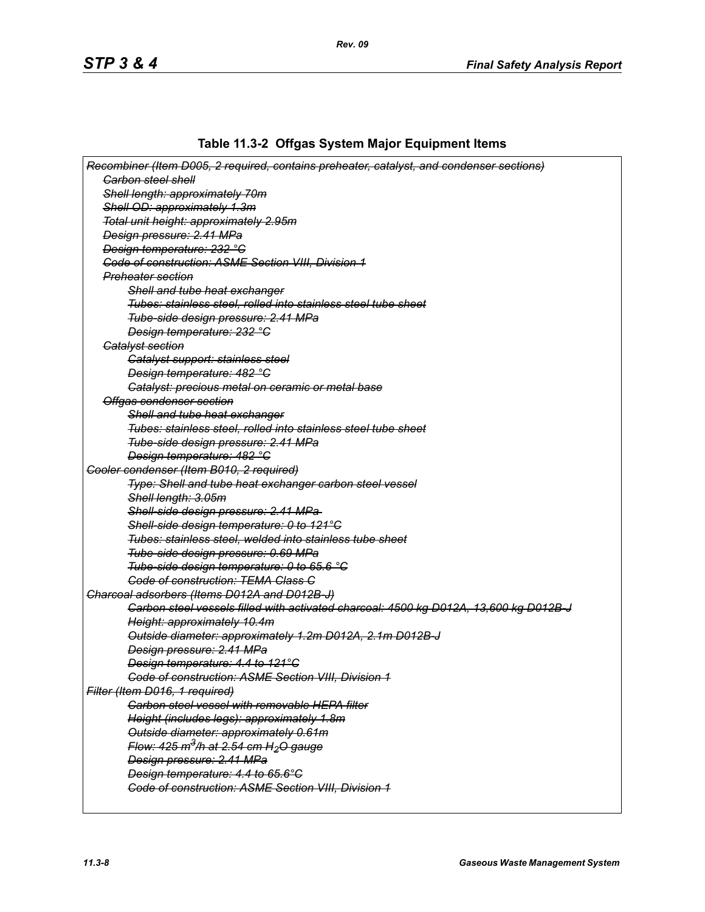**Table 11.3-2 Offgas System Major Equipment Items**

~~*Recombiner (Item D005, 2 required, contains preheater, catalyst, and condenser sections)*~~

- ~~*Carbon steel shell*~~
- ~~*Shell length: approximately 70m*~~
- ~~*Shell OD: approximately 1.3m*~~
- ~~*Total unit height: approximately 2.95m*~~
- ~~*Design pressure: 2.41 MPa*~~
- ~~*Design temperature: 232 °C*~~
- ~~*Code of construction: ASME Section VIII, Division 1*~~
- ~~*Preheater section*~~
  - ~~*Shell and tube heat exchanger*~~
  - ~~*Tubes: stainless steel, rolled into stainless steel tube sheet*~~
  - ~~*Tube-side design pressure: 2.41 MPa*~~
  - ~~*Design temperature: 232 °C*~~
- ~~*Catalyst section*~~
  - ~~*Catalyst support: stainless steel*~~
  - ~~*Design temperature: 482 °C*~~
  - ~~*Catalyst: precious metal on ceramic or metal base*~~
- ~~*Offgas condenser section*~~
  - ~~*Shell and tube heat exchanger*~~
  - ~~*Tubes: stainless steel, rolled into stainless steel tube sheet*~~
  - ~~*Tube-side design pressure: 2.41 MPa*~~
  - ~~*Design temperature: 482 °C*~~

~~*Cooler condenser (Item B010, 2 required)*~~

- ~~*Type: Shell and tube heat exchanger carbon steel vessel*~~
- ~~*Shell length: 3.05m*~~
- ~~*Shell-side design pressure: 2.41 MPa*~~
- ~~*Shell-side design temperature: 0 to 121°C*~~
- ~~*Tubes: stainless steel, welded into stainless tube sheet*~~
- ~~*Tube-side design pressure: 0.69 MPa*~~
- ~~*Tube-side design temperature: 0 to 65.6 °C*~~
- ~~*Code of construction: TEMA Class C*~~

~~*Charcoal adsorbers (Items D012A and D012B-J)*~~

- ~~*Carbon steel vessels filled with activated charcoal: 4500 kg D012A, 13,600 kg D012B-J*~~
- ~~*Height: approximately 10.4m*~~
- ~~*Outside diameter: approximately 1.2m D012A, 2.1m D012B-J*~~
- ~~*Design pressure: 2.41 MPa*~~
- ~~*Design temperature: 4.4 to 121°C*~~
- ~~*Code of construction: ASME Section VIII, Division 1*~~

~~*Filter (Item D016, 1 required)*~~

- ~~*Carbon steel vessel with removable HEPA filter*~~
- ~~*Height (includes legs): approximately 1.8m*~~
- ~~*Outside diameter: approximately 0.61m*~~
- ~~*Flow: 425 $m^3$/h at 2.54 cm $H_2O$ gauge*~~
- ~~*Design pressure: 2.41 MPa*~~
- ~~*Design temperature: 4.4 to 65.6°C*~~
- ~~*Code of construction: ASME Section VIII, Division 1*~~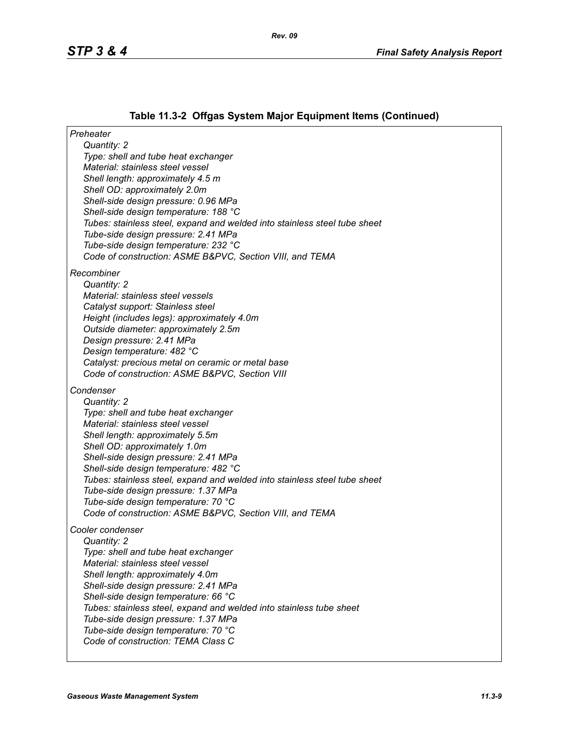## Table 11.3-2 Offgas System Major Equipment Items (Continued)

*Preheater*

- *Quantity: 2*
- *Type: shell and tube heat exchanger*
- *Material: stainless steel vessel*
- *Shell length: approximately 4.5 m*
- *Shell OD: approximately 2.0m*
- *Shell-side design pressure: 0.96 MPa*
- *Shell-side design temperature: 188 °C*
- *Tubes: stainless steel, expand and welded into stainless steel tube sheet*
- *Tube-side design pressure: 2.41 MPa*
- *Tube-side design temperature: 232 °C*
- *Code of construction: ASME B&PVC, Section VIII, and TEMA*

*Recombiner*

- *Quantity: 2*
- *Material: stainless steel vessels*
- *Catalyst support: Stainless steel*
- *Height (includes legs): approximately 4.0m*
- *Outside diameter: approximately 2.5m*
- *Design pressure: 2.41 MPa*
- *Design temperature: 482 °C*
- *Catalyst: precious metal on ceramic or metal base*
- *Code of construction: ASME B&PVC, Section VIII*

*Condenser*

- *Quantity: 2*
- *Type: shell and tube heat exchanger*
- *Material: stainless steel vessel*
- *Shell length: approximately 5.5m*
- *Shell OD: approximately 1.0m*
- *Shell-side design pressure: 2.41 MPa*
- *Shell-side design temperature: 482 °C*
- *Tubes: stainless steel, expand and welded into stainless steel tube sheet*
- *Tube-side design pressure: 1.37 MPa*
- *Tube-side design temperature: 70 °C*
- *Code of construction: ASME B&PVC, Section VIII, and TEMA*

*Cooler condenser*

- *Quantity: 2*
- *Type: shell and tube heat exchanger*
- *Material: stainless steel vessel*
- *Shell length: approximately 4.0m*
- *Shell-side design pressure: 2.41 MPa*
- *Shell-side design temperature: 66 °C*
- *Tubes: stainless steel, expand and welded into stainless tube sheet*
- *Tube-side design pressure: 1.37 MPa*
- *Tube-side design temperature: 70 °C*
- *Code of construction: TEMA Class C*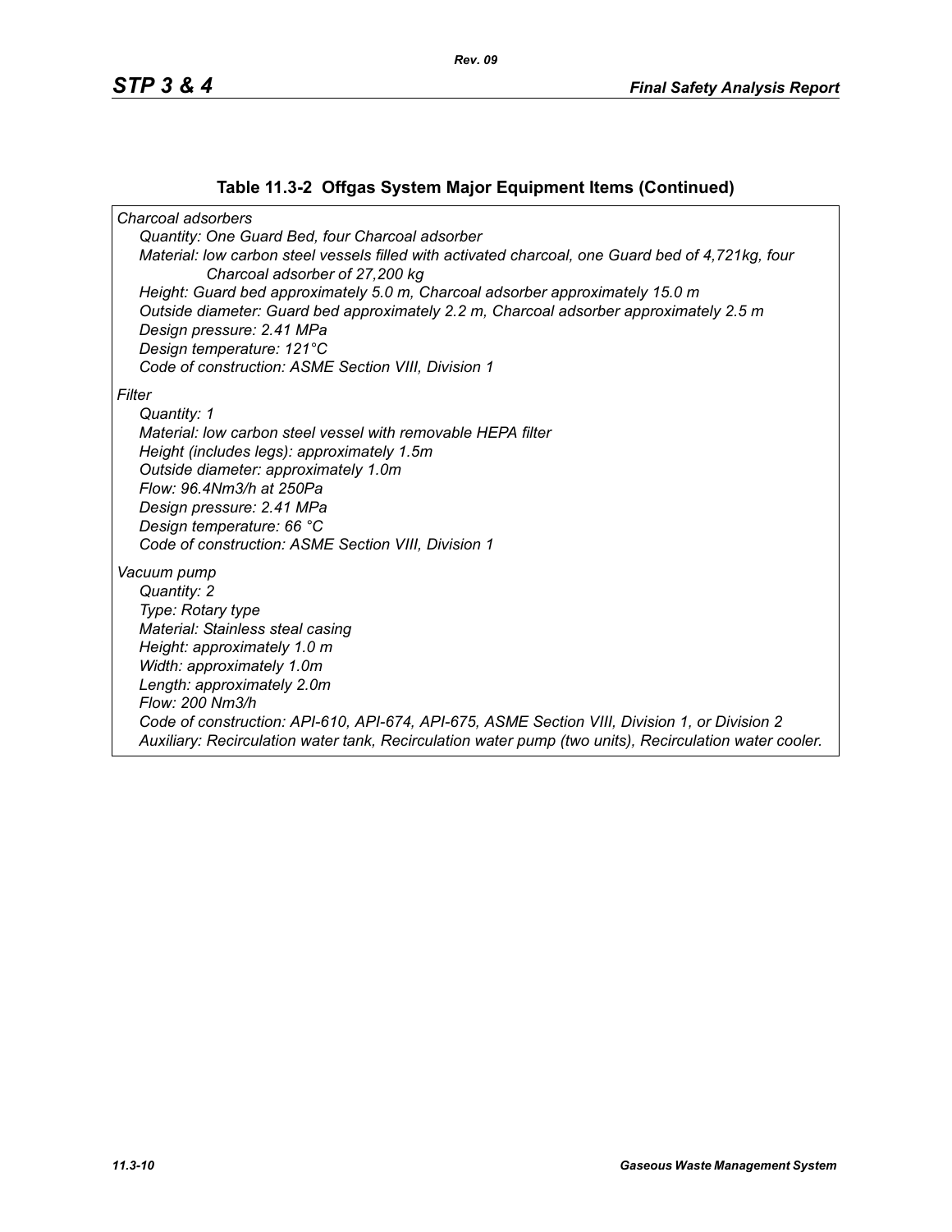### Table 11.3-2 Offgas System Major Equipment Items (Continued)

*Charcoal adsorbers*

*Quantity: One Guard Bed, four Charcoal adsorber*

*Material: low carbon steel vessels filled with activated charcoal, one Guard bed of 4,721kg, four Charcoal adsorber of 27,200 kg*

*Height: Guard bed approximately 5.0 m, Charcoal adsorber approximately 15.0 m*

*Outside diameter: Guard bed approximately 2.2 m, Charcoal adsorber approximately 2.5 m*

*Design pressure: 2.41 MPa*

*Design temperature: 121°C*

*Code of construction: ASME Section VIII, Division 1*

*Filter*

*Quantity: 1*

*Material: low carbon steel vessel with removable HEPA filter*

*Height (includes legs): approximately 1.5m*

*Outside diameter: approximately 1.0m*

*Flow: 96.4Nm3/h at 250Pa*

*Design pressure: 2.41 MPa*

*Design temperature: 66 °C*

*Code of construction: ASME Section VIII, Division 1*

*Vacuum pump*

*Quantity: 2*

*Type: Rotary type*

*Material: Stainless steal casing*

*Height: approximately 1.0 m*

*Width: approximately 1.0m*

*Length: approximately 2.0m*

*Flow: 200 Nm3/h*

*Code of construction: API-610, API-674, API-675, ASME Section VIII, Division 1, or Division 2*

*Auxiliary: Recirculation water tank, Recirculation water pump (two units), Recirculation water cooler.*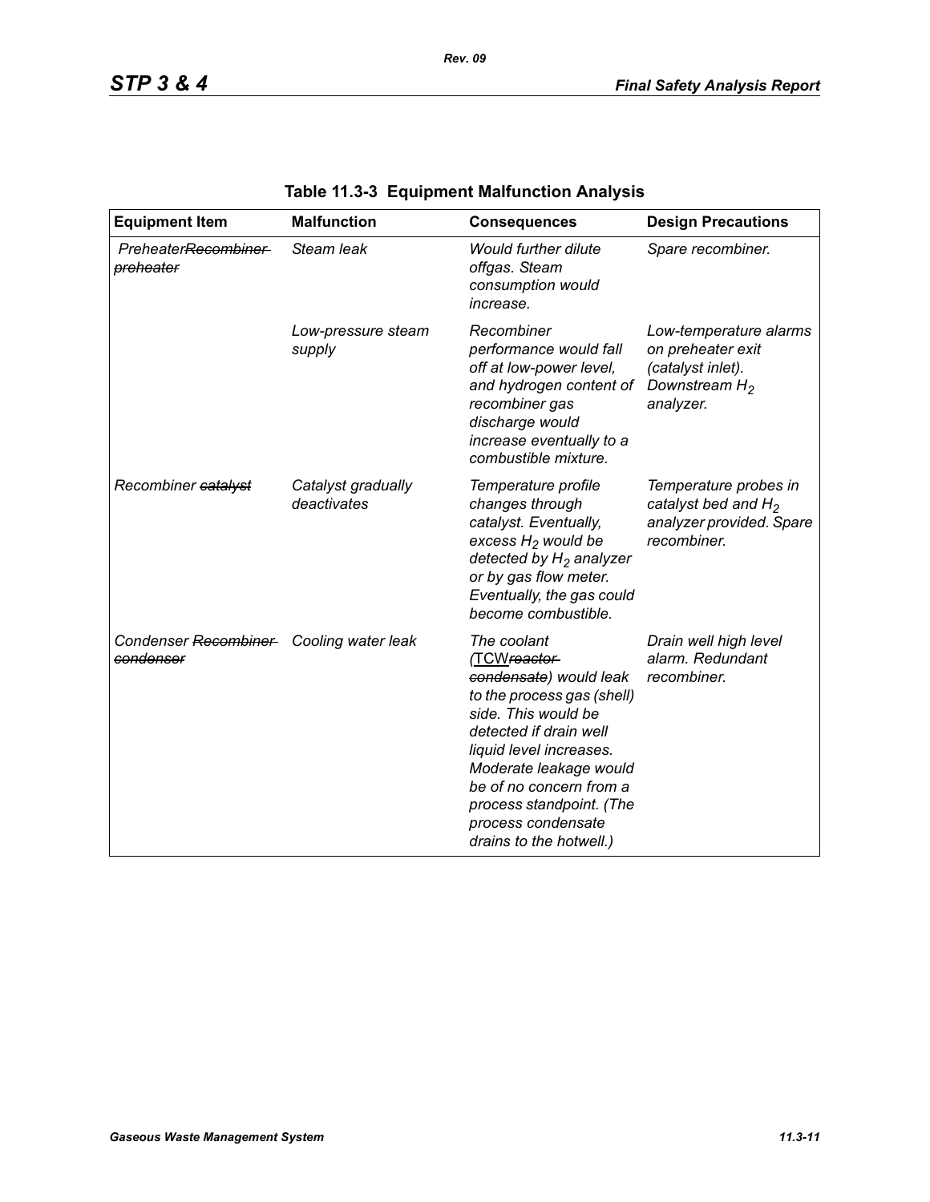**Table 11.3-3 Equipment Malfunction Analysis**

| Equipment Item | Malfunction | Consequences | Design Precautions |
|---|---|---|---|
| *Preheater~~Recombiner preheater~~* | *Steam leak* | *Would further dilute offgas. Steam consumption would increase.* | *Spare recombiner.* |
| | *Low-pressure steam supply* | *Recombiner performance would fall off at low-power level, and hydrogen content of recombiner gas discharge would increase eventually to a combustible mixture.* | *Low-temperature alarms on preheater exit (catalyst inlet). Downstream $H_2$ analyzer.* |
| *Recombiner ~~catalyst~~* | *Catalyst gradually deactivates* | *Temperature profile changes through catalyst. Eventually, excess $H_2$ would be detected by $H_2$ analyzer or by gas flow meter. Eventually, the gas could become combustible.* | *Temperature probes in catalyst bed and $H_2$ analyzer provided. Spare recombiner.* |
| *Condenser ~~Recombiner condenser~~* | *Cooling water leak* | *The coolant (TCW~~reactor condensate~~) would leak to the process gas (shell) side. This would be detected if drain well liquid level increases. Moderate leakage would be of no concern from a process standpoint. (The process condensate drains to the hotwell.)* | *Drain well high level alarm. Redundant recombiner.* |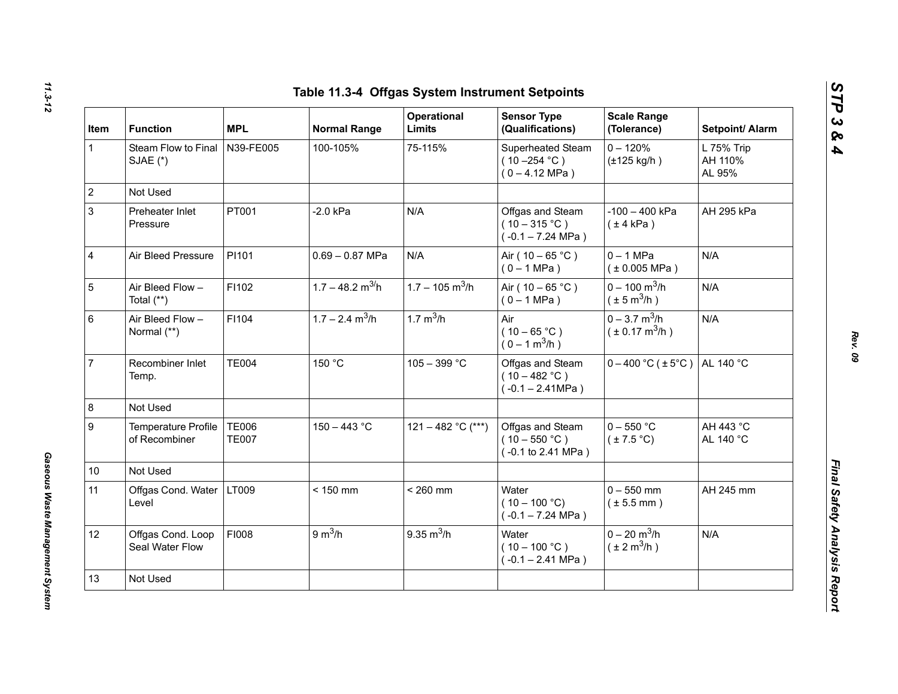## Table 11.3-4 Offgas System Instrument Setpoints

| Item | Function | MPL | Normal Range | Operational Limits | Sensor Type (Qualifications) | Scale Range (Tolerance) | Setpoint/ Alarm |
|---|---|---|---|---|---|---|---|
| 1 | Steam Flow to Final SJAE (*) | N39-FE005 | 100-105% | 75-115% | Superheated Steam ( 10 –254 °C ) ( 0 – 4.12 MPa ) | 0 – 120% (±125 kg/h ) | L 75% Trip AH 110% AL 95% |
| 2 | Not Used | | | | | | |
| 3 | Preheater Inlet Pressure | PT001 | -2.0 kPa | N/A | Offgas and Steam ( 10 – 315 °C ) ( -0.1 – 7.24 MPa ) | -100 – 400 kPa ( ± 4 kPa ) | AH 295 kPa |
| 4 | Air Bleed Pressure | PI101 | 0.69 – 0.87 MPa | N/A | Air ( 10 – 65 °C ) ( 0 – 1 MPa ) | 0 – 1 MPa ( ± 0.005 MPa ) | N/A |
| 5 | Air Bleed Flow – Total (**) | FI102 | 1.7 – 48.2 $m^3$/h | 1.7 – 105 $m^3$/h | Air ( 10 – 65 °C ) ( 0 – 1 MPa ) | 0 – 100 $m^3$/h ( ± 5 $m^3$/h ) | N/A |
| 6 | Air Bleed Flow – Normal (**) | FI104 | 1.7 – 2.4 $m^3$/h | 1.7 $m^3$/h | Air ( 10 – 65 °C ) ( 0 – 1 $m^3$/h ) | 0 – 3.7 $m^3$/h ( ± 0.17 $m^3$/h ) | N/A |
| 7 | Recombiner Inlet Temp. | TE004 | 150 °C | 105 – 399 °C | Offgas and Steam ( 10 – 482 °C ) ( -0.1 – 2.41MPa ) | 0 – 400 °C ( ± 5°C ) | AL 140 °C |
| 8 | Not Used | | | | | | |
| 9 | Temperature Profile of Recombiner | TE006 TE007 | 150 – 443 °C | 121 – 482 °C (***) | Offgas and Steam ( 10 – 550 °C ) ( -0.1 to 2.41 MPa ) | 0 – 550 °C ( ± 7.5 °C) | AH 443 °C AL 140 °C |
| 10 | Not Used | | | | | | |
| 11 | Offgas Cond. Water Level | LT009 | < 150 mm | < 260 mm | Water ( 10 – 100 °C) ( -0.1 – 7.24 MPa ) | 0 – 550 mm ( ± 5.5 mm ) | AH 245 mm |
| 12 | Offgas Cond. Loop Seal Water Flow | FI008 | 9 $m^3$/h | 9.35 $m^3$/h | Water ( 10 – 100 °C ) ( -0.1 – 2.41 MPa ) | 0 – 20 $m^3$/h ( ± 2 $m^3$/h ) | N/A |
| 13 | Not Used | | | | | | |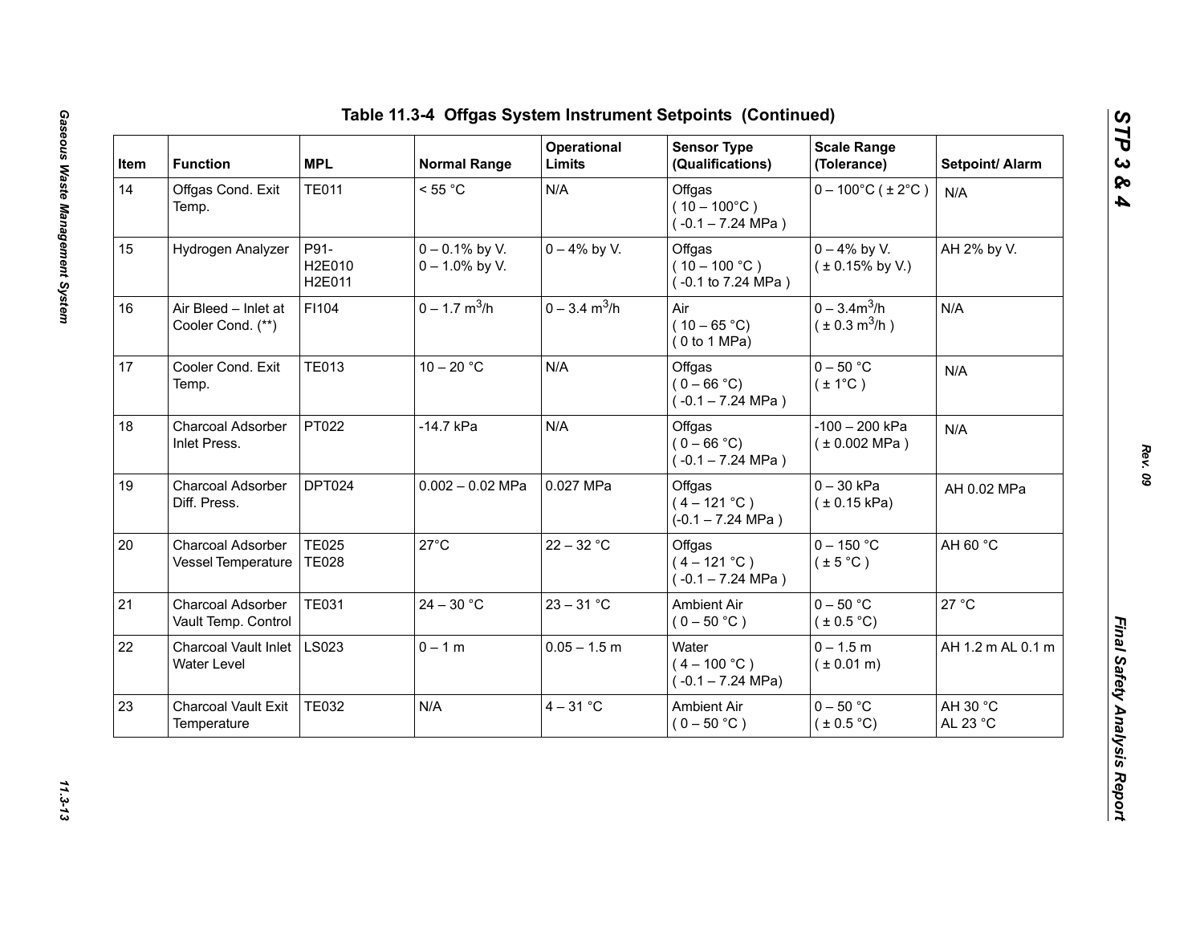# Table 11.3-4 Offgas System Instrument Setpoints (Continued)

| Item | Function | MPL | Normal Range | Operational Limits | Sensor Type (Qualifications) | Scale Range (Tolerance) | Setpoint/ Alarm |
|---|---|---|---|---|---|---|---|
| 14 | Offgas Cond. Exit Temp. | TE011 | < 55 °C | N/A | Offgas ( 10 – 100°C ) ( -0.1 – 7.24 MPa ) | 0 – 100°C ( ± 2°C ) | N/A |
| 15 | Hydrogen Analyzer | P91-H2E010 H2E011 | 0 – 0.1% by V. 0 – 1.0% by V. | 0 – 4% by V. | Offgas ( 10 – 100 °C ) ( -0.1 to 7.24 MPa ) | 0 – 4% by V. ( ± 0.15% by V.) | AH 2% by V. |
| 16 | Air Bleed – Inlet at Cooler Cond. (**) | FI104 | 0 – 1.7 $m^3$/h | 0 – 3.4 $m^3$/h | Air ( 10 – 65 °C) ( 0 to 1 MPa) | 0 – 3.4$m^3$/h ( ± 0.3 $m^3$/h ) | N/A |
| 17 | Cooler Cond. Exit Temp. | TE013 | 10 – 20 °C | N/A | Offgas ( 0 – 66 °C) ( -0.1 – 7.24 MPa ) | 0 – 50 °C ( ± 1°C ) | N/A |
| 18 | Charcoal Adsorber Inlet Press. | PT022 | -14.7 kPa | N/A | Offgas ( 0 – 66 °C) ( -0.1 – 7.24 MPa ) | -100 – 200 kPa ( ± 0.002 MPa ) | N/A |
| 19 | Charcoal Adsorber Diff. Press. | DPT024 | 0.002 – 0.02 MPa | 0.027 MPa | Offgas ( 4 – 121 °C ) (-0.1 – 7.24 MPa ) | 0 – 30 kPa ( ± 0.15 kPa) | AH 0.02 MPa |
| 20 | Charcoal Adsorber Vessel Temperature | TE025 TE028 | 27°C | 22 – 32 °C | Offgas ( 4 – 121 °C ) ( -0.1 – 7.24 MPa ) | 0 – 150 °C ( ± 5 °C ) | AH 60 °C |
| 21 | Charcoal Adsorber Vault Temp. Control | TE031 | 24 – 30 °C | 23 – 31 °C | Ambient Air ( 0 – 50 °C ) | 0 – 50 °C ( ± 0.5 °C) | 27 °C |
| 22 | Charcoal Vault Inlet Water Level | LS023 | 0 – 1 m | 0.05 – 1.5 m | Water ( 4 – 100 °C ) ( -0.1 – 7.24 MPa) | 0 – 1.5 m ( ± 0.01 m) | AH 1.2 m AL 0.1 m |
| 23 | Charcoal Vault Exit Temperature | TE032 | N/A | 4 – 31 °C | Ambient Air ( 0 – 50 °C ) | 0 – 50 °C ( ± 0.5 °C) | AH 30 °C AL 23 °C |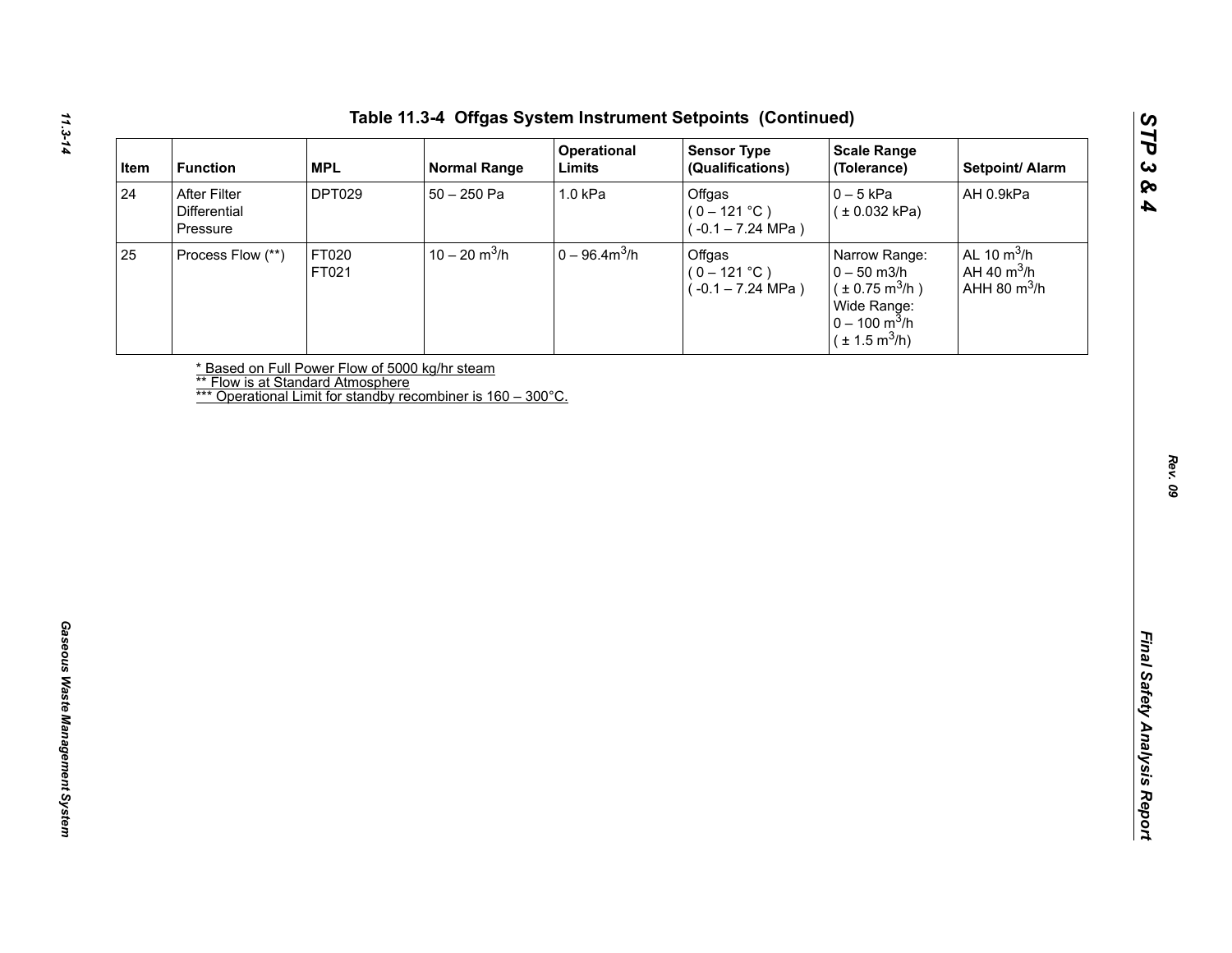# Table 11.3-4 Offgas System Instrument Setpoints (Continued)

| Item | Function | MPL | Normal Range | Operational Limits | Sensor Type (Qualifications) | Scale Range (Tolerance) | Setpoint/ Alarm |
|---|---|---|---|---|---|---|---|
| 24 | After Filter Differential Pressure | DPT029 | 50 – 250 Pa | 1.0 kPa | Offgas ( 0 – 121 °C ) ( -0.1 – 7.24 MPa ) | 0 – 5 kPa ( ± 0.032 kPa) | AH 0.9kPa |
| 25 | Process Flow (**) | FT020 FT021 | 10 – 20 $m^3$/h | 0 – 96.4$m^3$/h | Offgas ( 0 – 121 °C ) ( -0.1 – 7.24 MPa ) | Narrow Range: 0 – 50 m3/h ( ± 0.75 $m^3$/h ) Wide Range: 0 – 100 $m^3$/h ( ± 1.5 $m^3$/h) | AL 10 $m^3$/h AH 40 $m^3$/h AHH 80 $m^3$/h |

* Based on Full Power Flow of 5000 kg/hr steam
** Flow is at Standard Atmosphere
*** Operational Limit for standby recombiner is 160 – 300°C.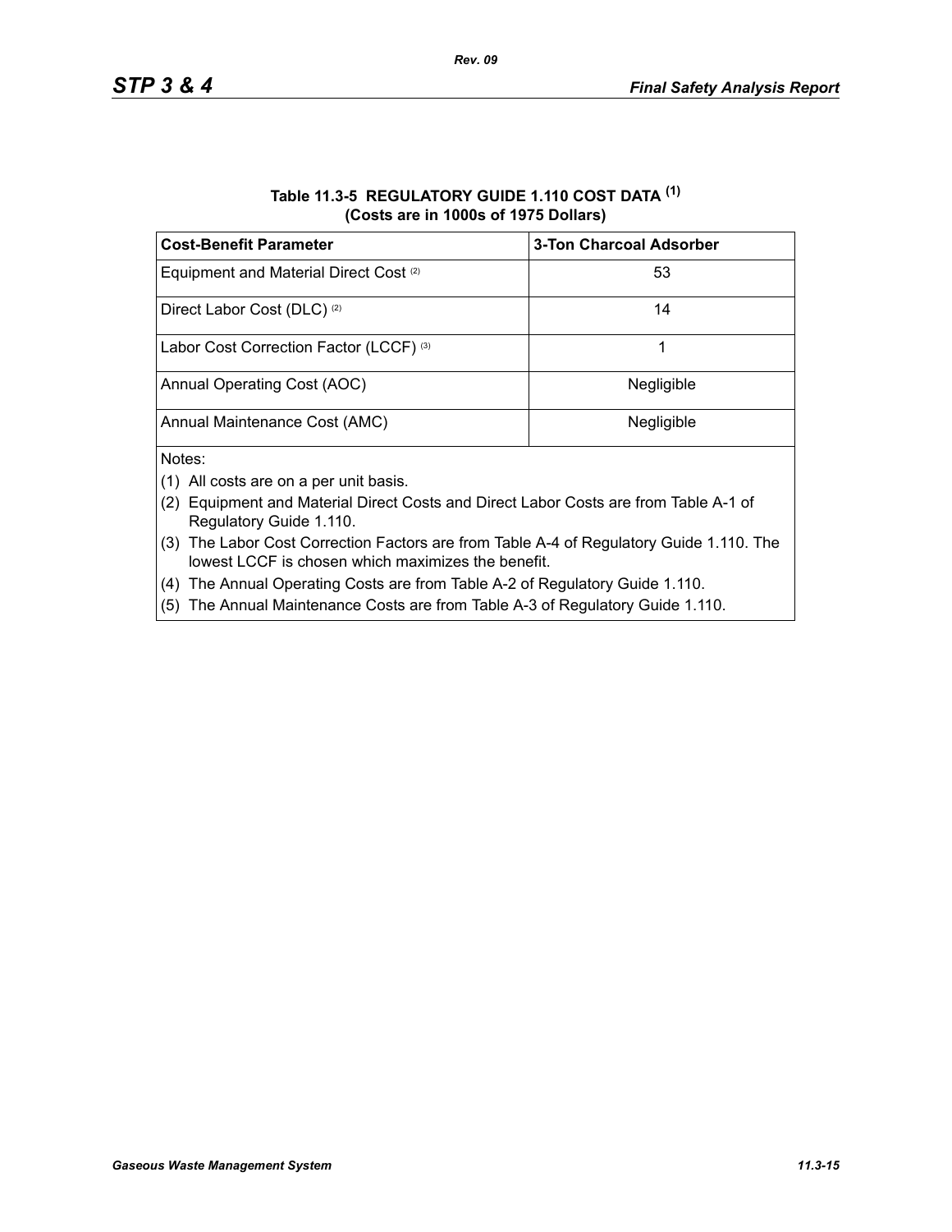**Table 11.3-5 REGULATORY GUIDE 1.110 COST DATA [1]**
**(Costs are in 1000s of 1975 Dollars)**

| Cost-Benefit Parameter | 3-Ton Charcoal Adsorber |
|---|---|
| Equipment and Material Direct Cost [2] | 53 |
| Direct Labor Cost (DLC) [2] | 14 |
| Labor Cost Correction Factor (LCCF) [3] | 1 |
| Annual Operating Cost (AOC) | Negligible |
| Annual Maintenance Cost (AMC) | Negligible |

Notes:

(1) All costs are on a per unit basis.

(2) Equipment and Material Direct Costs and Direct Labor Costs are from Table A-1 of Regulatory Guide 1.110.

(3) The Labor Cost Correction Factors are from Table A-4 of Regulatory Guide 1.110. The lowest LCCF is chosen which maximizes the benefit.

(4) The Annual Operating Costs are from Table A-2 of Regulatory Guide 1.110.

(5) The Annual Maintenance Costs are from Table A-3 of Regulatory Guide 1.110.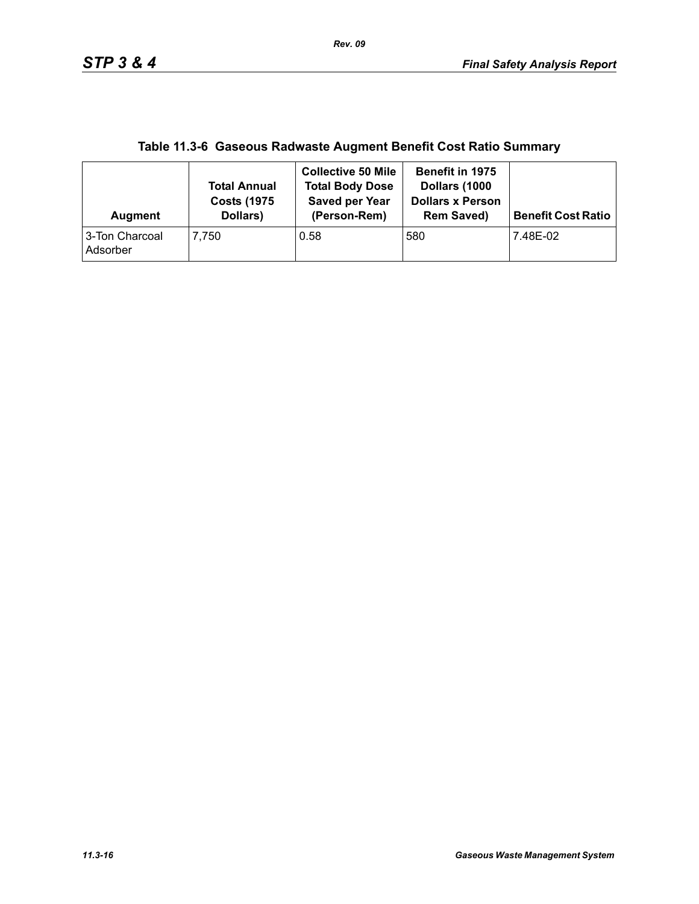## Table 11.3-6 Gaseous Radwaste Augment Benefit Cost Ratio Summary

| Augment | Total Annual Costs (1975 Dollars) | Collective 50 Mile Total Body Dose Saved per Year (Person-Rem) | Benefit in 1975 Dollars (1000 Dollars x Person Rem Saved) | Benefit Cost Ratio |
|---|---|---|---|---|
| 3-Ton Charcoal Adsorber | 7,750 | 0.58 | 580 | 7.48E-02 |